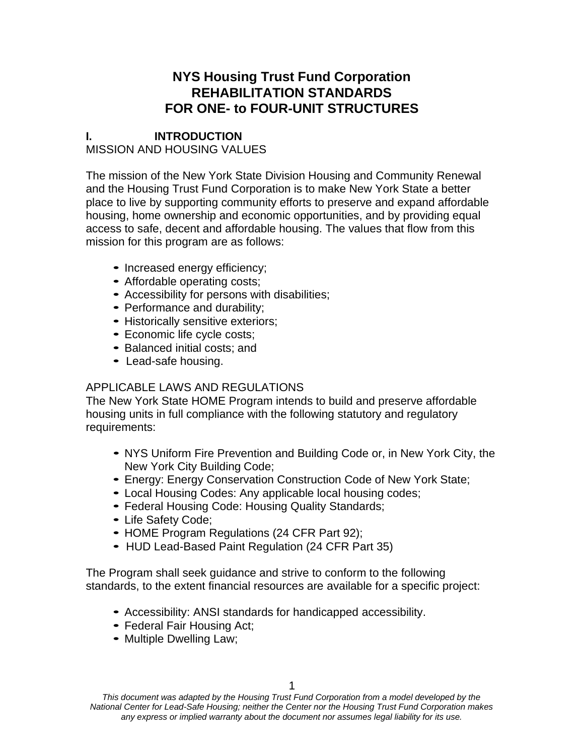# NYS Housing Trust Fund Corporation
# REHABILITATION STANDARDS
# FOR ONE- to FOUR-UNIT STRUCTURES

## I. INTRODUCTION

MISSION AND HOUSING VALUES

The mission of the New York State Division Housing and Community Renewal and the Housing Trust Fund Corporation is to make New York State a better place to live by supporting community efforts to preserve and expand affordable housing, home ownership and economic opportunities, and by providing equal access to safe, decent and affordable housing. The values that flow from this mission for this program are as follows:

- Increased energy efficiency;
- Affordable operating costs;
- Accessibility for persons with disabilities;
- Performance and durability;
- Historically sensitive exteriors;
- Economic life cycle costs;
- Balanced initial costs; and
- Lead-safe housing.

APPLICABLE LAWS AND REGULATIONS

The New York State HOME Program intends to build and preserve affordable housing units in full compliance with the following statutory and regulatory requirements:

- NYS Uniform Fire Prevention and Building Code or, in New York City, the New York City Building Code;
- Energy: Energy Conservation Construction Code of New York State;
- Local Housing Codes: Any applicable local housing codes;
- Federal Housing Code: Housing Quality Standards;
- Life Safety Code;
- HOME Program Regulations (24 CFR Part 92);
- HUD Lead-Based Paint Regulation (24 CFR Part 35)

The Program shall seek guidance and strive to conform to the following standards, to the extent financial resources are available for a specific project:

- Accessibility: ANSI standards for handicapped accessibility.
- Federal Fair Housing Act;
- Multiple Dwelling Law;

*This document was adapted by the Housing Trust Fund Corporation from a model developed by the National Center for Lead-Safe Housing; neither the Center nor the Housing Trust Fund Corporation makes any express or implied warranty about the document nor assumes legal liability for its use.*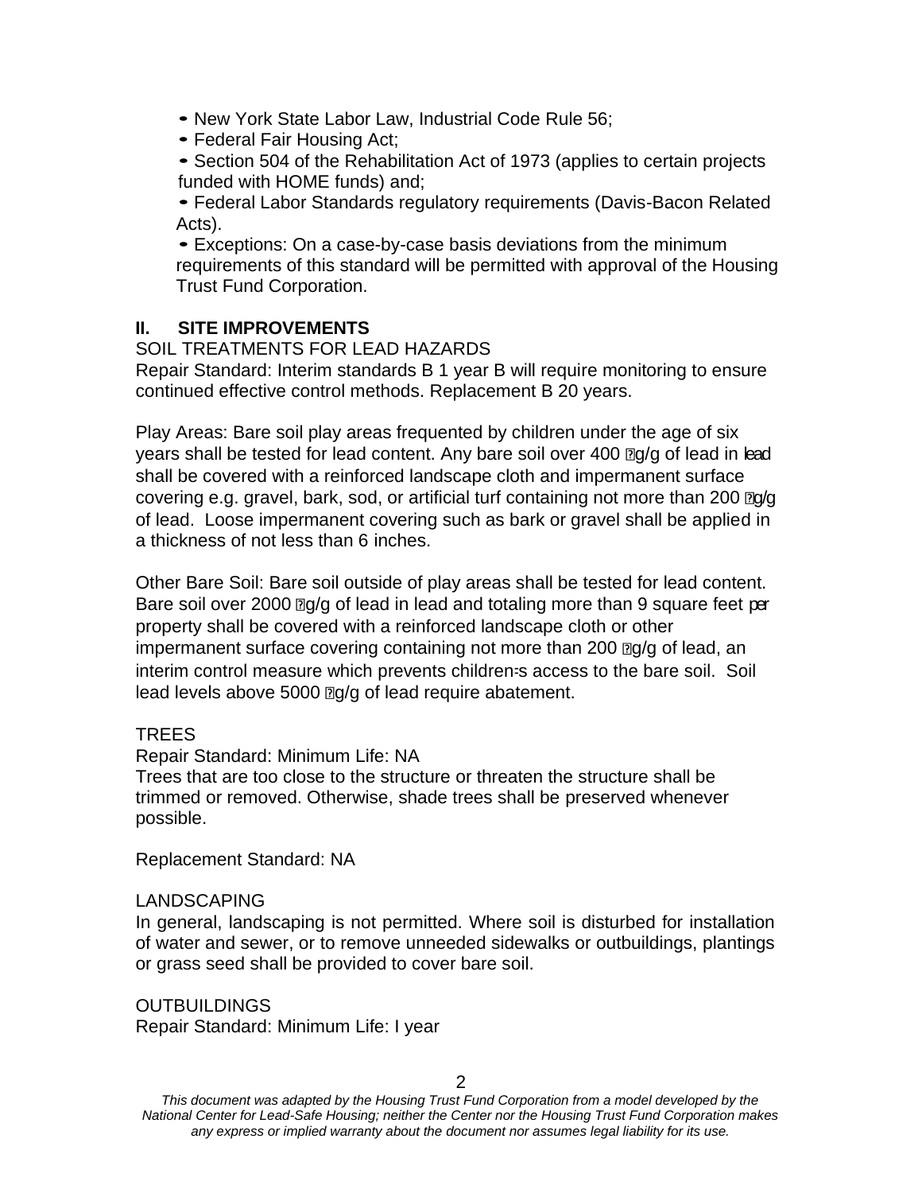- New York State Labor Law, Industrial Code Rule 56;
- Federal Fair Housing Act;
- Section 504 of the Rehabilitation Act of 1973 (applies to certain projects funded with HOME funds) and;
- Federal Labor Standards regulatory requirements (Davis-Bacon Related Acts).
- Exceptions: On a case-by-case basis deviations from the minimum requirements of this standard will be permitted with approval of the Housing Trust Fund Corporation.

## II. SITE IMPROVEMENTS

SOIL TREATMENTS FOR LEAD HAZARDS

Repair Standard: Interim standards B 1 year B will require monitoring to ensure continued effective control methods. Replacement B 20 years.

Play Areas: Bare soil play areas frequented by children under the age of six years shall be tested for lead content. Any bare soil over 400 µg/g of lead in lead shall be covered with a reinforced landscape cloth and impermanent surface covering e.g. gravel, bark, sod, or artificial turf containing not more than 200 µg/g of lead. Loose impermanent covering such as bark or gravel shall be applied in a thickness of not less than 6 inches.

Other Bare Soil: Bare soil outside of play areas shall be tested for lead content. Bare soil over 2000 µg/g of lead in lead and totaling more than 9 square feet per property shall be covered with a reinforced landscape cloth or other impermanent surface covering containing not more than 200 µg/g of lead, an interim control measure which prevents children's access to the bare soil. Soil lead levels above 5000 µg/g of lead require abatement.

TREES

Repair Standard: Minimum Life: NA

Trees that are too close to the structure or threaten the structure shall be trimmed or removed. Otherwise, shade trees shall be preserved whenever possible.

Replacement Standard: NA

LANDSCAPING

In general, landscaping is not permitted. Where soil is disturbed for installation of water and sewer, or to remove unneeded sidewalks or outbuildings, plantings or grass seed shall be provided to cover bare soil.

OUTBUILDINGS

Repair Standard: Minimum Life: I year

*This document was adapted by the Housing Trust Fund Corporation from a model developed by the National Center for Lead-Safe Housing; neither the Center nor the Housing Trust Fund Corporation makes any express or implied warranty about the document nor assumes legal liability for its use.*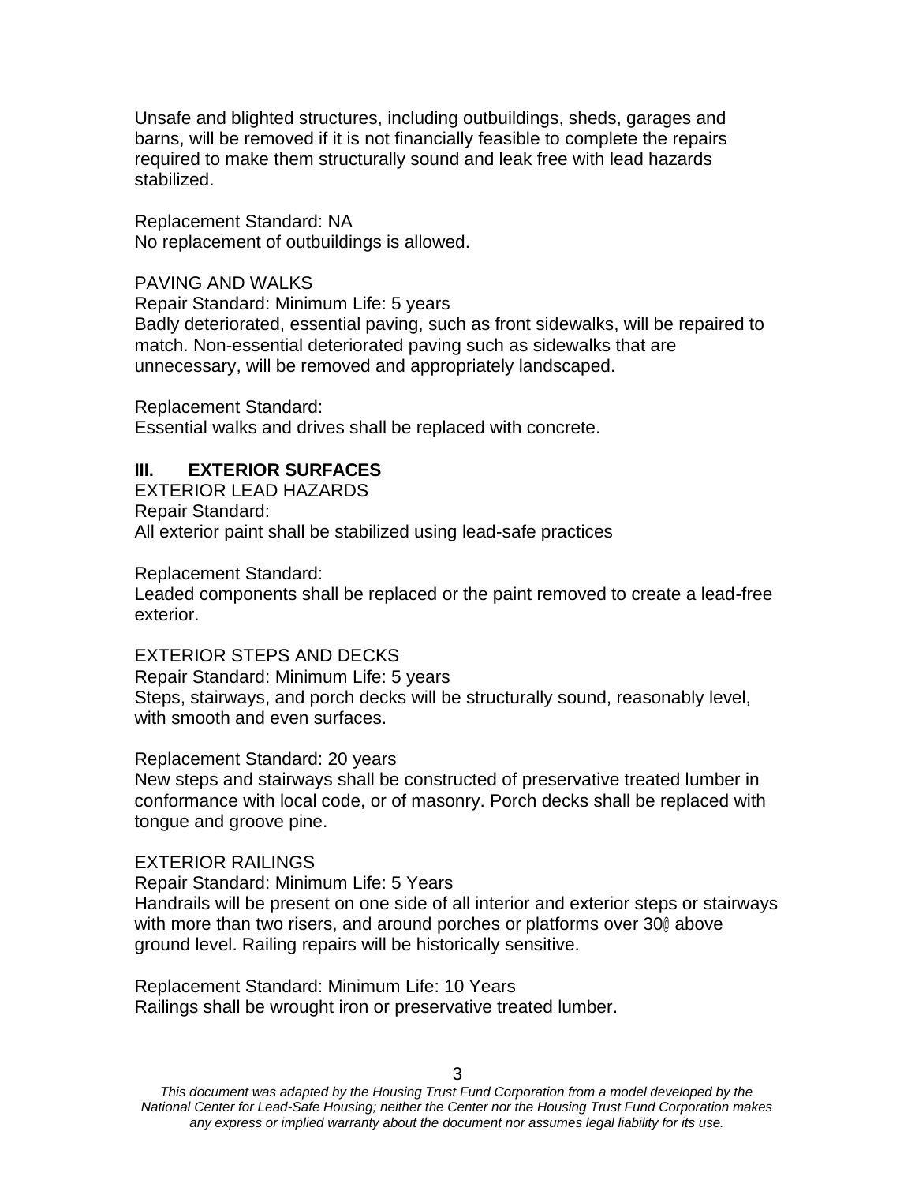Unsafe and blighted structures, including outbuildings, sheds, garages and barns, will be removed if it is not financially feasible to complete the repairs required to make them structurally sound and leak free with lead hazards stabilized.

Replacement Standard: NA
No replacement of outbuildings is allowed.

PAVING AND WALKS
Repair Standard: Minimum Life: 5 years
Badly deteriorated, essential paving, such as front sidewalks, will be repaired to match. Non-essential deteriorated paving such as sidewalks that are unnecessary, will be removed and appropriately landscaped.

Replacement Standard:
Essential walks and drives shall be replaced with concrete.

## III. EXTERIOR SURFACES

EXTERIOR LEAD HAZARDS
Repair Standard:
All exterior paint shall be stabilized using lead-safe practices

Replacement Standard:
Leaded components shall be replaced or the paint removed to create a lead-free exterior.

EXTERIOR STEPS AND DECKS
Repair Standard: Minimum Life: 5 years
Steps, stairways, and porch decks will be structurally sound, reasonably level, with smooth and even surfaces.

Replacement Standard: 20 years
New steps and stairways shall be constructed of preservative treated lumber in conformance with local code, or of masonry. Porch decks shall be replaced with tongue and groove pine.

EXTERIOR RAILINGS
Repair Standard: Minimum Life: 5 Years
Handrails will be present on one side of all interior and exterior steps or stairways with more than two risers, and around porches or platforms over 30" above ground level. Railing repairs will be historically sensitive.

Replacement Standard: Minimum Life: 10 Years
Railings shall be wrought iron or preservative treated lumber.

*This document was adapted by the Housing Trust Fund Corporation from a model developed by the National Center for Lead-Safe Housing; neither the Center nor the Housing Trust Fund Corporation makes any express or implied warranty about the document nor assumes legal liability for its use.*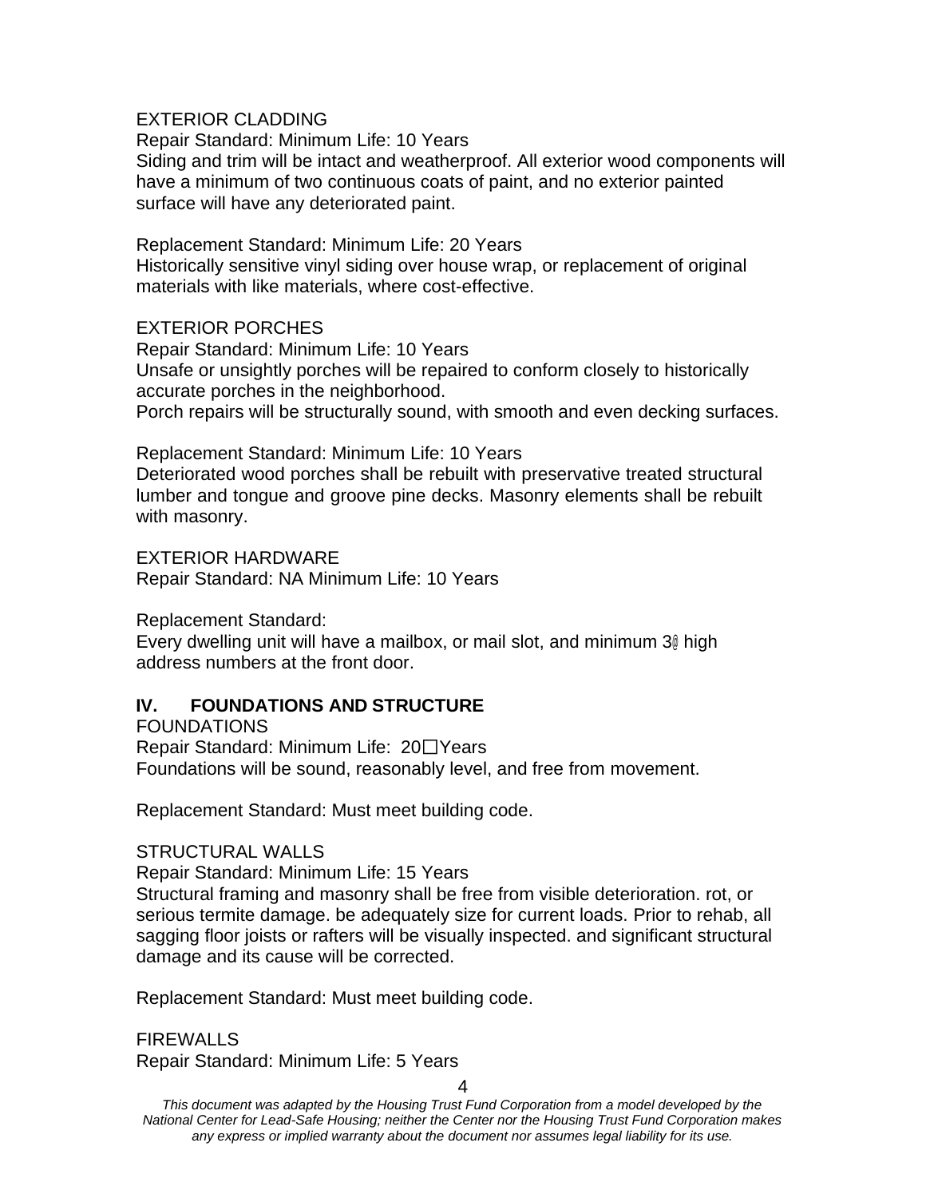EXTERIOR CLADDING

Repair Standard: Minimum Life: 10 Years

Siding and trim will be intact and weatherproof. All exterior wood components will have a minimum of two continuous coats of paint, and no exterior painted surface will have any deteriorated paint.

Replacement Standard: Minimum Life: 20 Years

Historically sensitive vinyl siding over house wrap, or replacement of original materials with like materials, where cost-effective.

EXTERIOR PORCHES

Repair Standard: Minimum Life: 10 Years

Unsafe or unsightly porches will be repaired to conform closely to historically accurate porches in the neighborhood.

Porch repairs will be structurally sound, with smooth and even decking surfaces.

Replacement Standard: Minimum Life: 10 Years

Deteriorated wood porches shall be rebuilt with preservative treated structural lumber and tongue and groove pine decks. Masonry elements shall be rebuilt with masonry.

EXTERIOR HARDWARE

Repair Standard: NA Minimum Life: 10 Years

Replacement Standard:

Every dwelling unit will have a mailbox, or mail slot, and minimum 3" high address numbers at the front door.

## IV. FOUNDATIONS AND STRUCTURE

FOUNDATIONS

Repair Standard: Minimum Life: 20 Years

Foundations will be sound, reasonably level, and free from movement.

Replacement Standard: Must meet building code.

STRUCTURAL WALLS

Repair Standard: Minimum Life: 15 Years

Structural framing and masonry shall be free from visible deterioration. rot, or serious termite damage. be adequately size for current loads. Prior to rehab, all sagging floor joists or rafters will be visually inspected. and significant structural damage and its cause will be corrected.

Replacement Standard: Must meet building code.

FIREWALLS

Repair Standard: Minimum Life: 5 Years

*This document was adapted by the Housing Trust Fund Corporation from a model developed by the National Center for Lead-Safe Housing; neither the Center nor the Housing Trust Fund Corporation makes any express or implied warranty about the document nor assumes legal liability for its use.*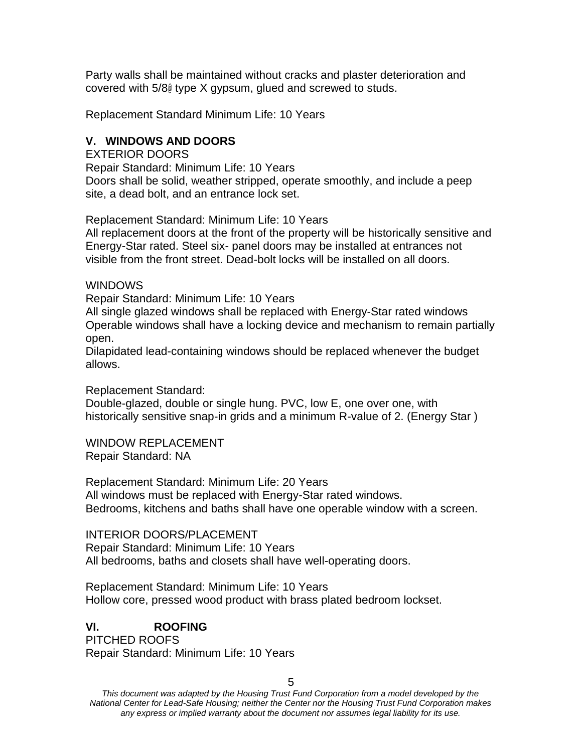Party walls shall be maintained without cracks and plaster deterioration and covered with 5/8@ type X gypsum, glued and screwed to studs.

Replacement Standard Minimum Life: 10 Years

## V. WINDOWS AND DOORS

EXTERIOR DOORS
Repair Standard: Minimum Life: 10 Years
Doors shall be solid, weather stripped, operate smoothly, and include a peep site, a dead bolt, and an entrance lock set.

Replacement Standard: Minimum Life: 10 Years
All replacement doors at the front of the property will be historically sensitive and Energy-Star rated. Steel six- panel doors may be installed at entrances not visible from the front street. Dead-bolt locks will be installed on all doors.

WINDOWS
Repair Standard: Minimum Life: 10 Years
All single glazed windows shall be replaced with Energy-Star rated windows
Operable windows shall have a locking device and mechanism to remain partially open.
Dilapidated lead-containing windows should be replaced whenever the budget allows.

Replacement Standard:
Double-glazed, double or single hung. PVC, low E, one over one, with historically sensitive snap-in grids and a minimum R-value of 2. (Energy Star )

WINDOW REPLACEMENT
Repair Standard: NA

Replacement Standard: Minimum Life: 20 Years
All windows must be replaced with Energy-Star rated windows.
Bedrooms, kitchens and baths shall have one operable window with a screen.

INTERIOR DOORS/PLACEMENT
Repair Standard: Minimum Life: 10 Years
All bedrooms, baths and closets shall have well-operating doors.

Replacement Standard: Minimum Life: 10 Years
Hollow core, pressed wood product with brass plated bedroom lockset.

## VI. ROOFING

PITCHED ROOFS
Repair Standard: Minimum Life: 10 Years

*This document was adapted by the Housing Trust Fund Corporation from a model developed by the National Center for Lead-Safe Housing; neither the Center nor the Housing Trust Fund Corporation makes any express or implied warranty about the document nor assumes legal liability for its use.*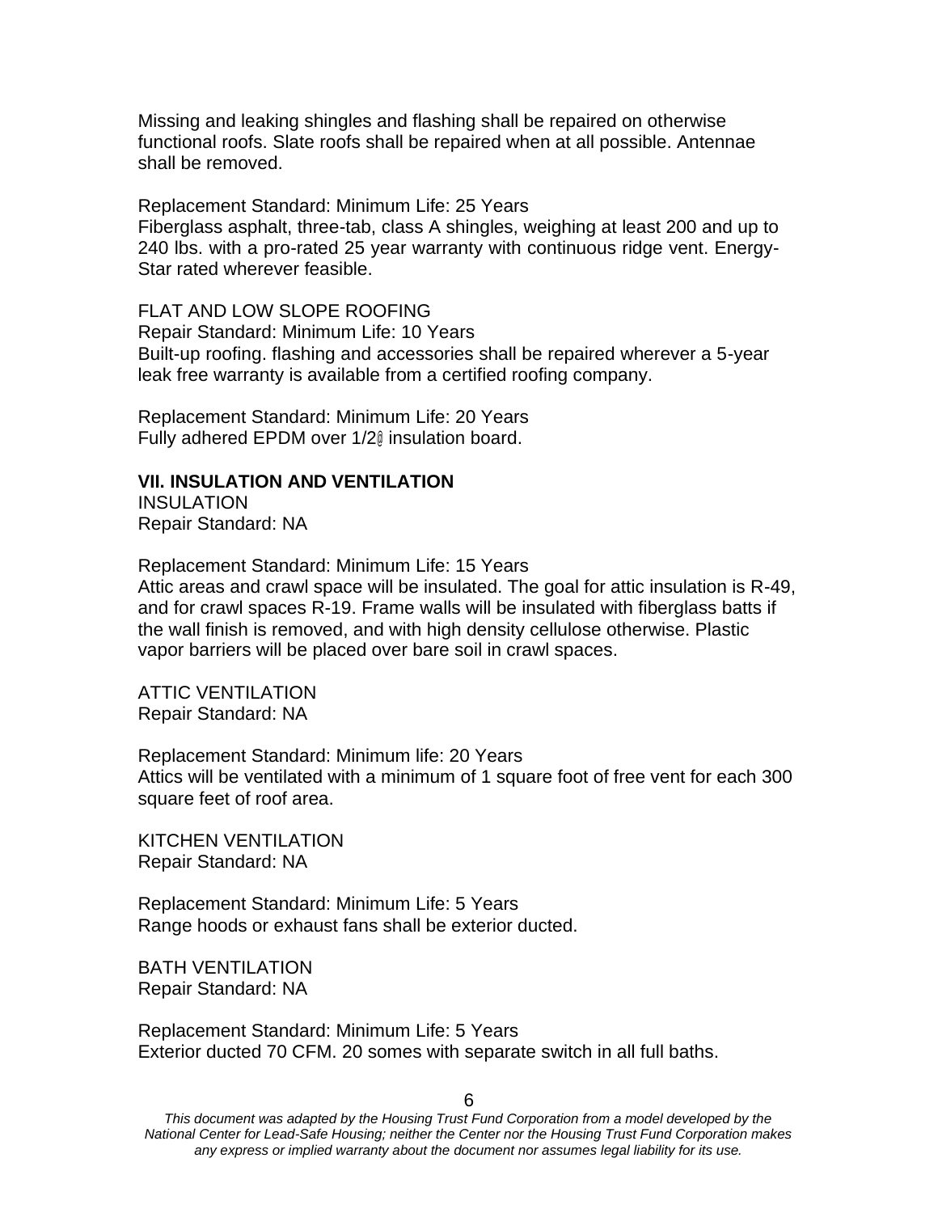Missing and leaking shingles and flashing shall be repaired on otherwise functional roofs. Slate roofs shall be repaired when at all possible. Antennae shall be removed.

Replacement Standard: Minimum Life: 25 Years
Fiberglass asphalt, three-tab, class A shingles, weighing at least 200 and up to 240 lbs. with a pro-rated 25 year warranty with continuous ridge vent. Energy-Star rated wherever feasible.

FLAT AND LOW SLOPE ROOFING
Repair Standard: Minimum Life: 10 Years
Built-up roofing. flashing and accessories shall be repaired wherever a 5-year leak free warranty is available from a certified roofing company.

Replacement Standard: Minimum Life: 20 Years
Fully adhered EPDM over 1/2" insulation board.

**VII. INSULATION AND VENTILATION**

INSULATION
Repair Standard: NA

Replacement Standard: Minimum Life: 15 Years
Attic areas and crawl space will be insulated. The goal for attic insulation is R-49, and for crawl spaces R-19. Frame walls will be insulated with fiberglass batts if the wall finish is removed, and with high density cellulose otherwise. Plastic vapor barriers will be placed over bare soil in crawl spaces.

ATTIC VENTILATION
Repair Standard: NA

Replacement Standard: Minimum life: 20 Years
Attics will be ventilated with a minimum of 1 square foot of free vent for each 300 square feet of roof area.

KITCHEN VENTILATION
Repair Standard: NA

Replacement Standard: Minimum Life: 5 Years
Range hoods or exhaust fans shall be exterior ducted.

BATH VENTILATION
Repair Standard: NA

Replacement Standard: Minimum Life: 5 Years
Exterior ducted 70 CFM. 20 somes with separate switch in all full baths.

*This document was adapted by the Housing Trust Fund Corporation from a model developed by the National Center for Lead-Safe Housing; neither the Center nor the Housing Trust Fund Corporation makes any express or implied warranty about the document nor assumes legal liability for its use.*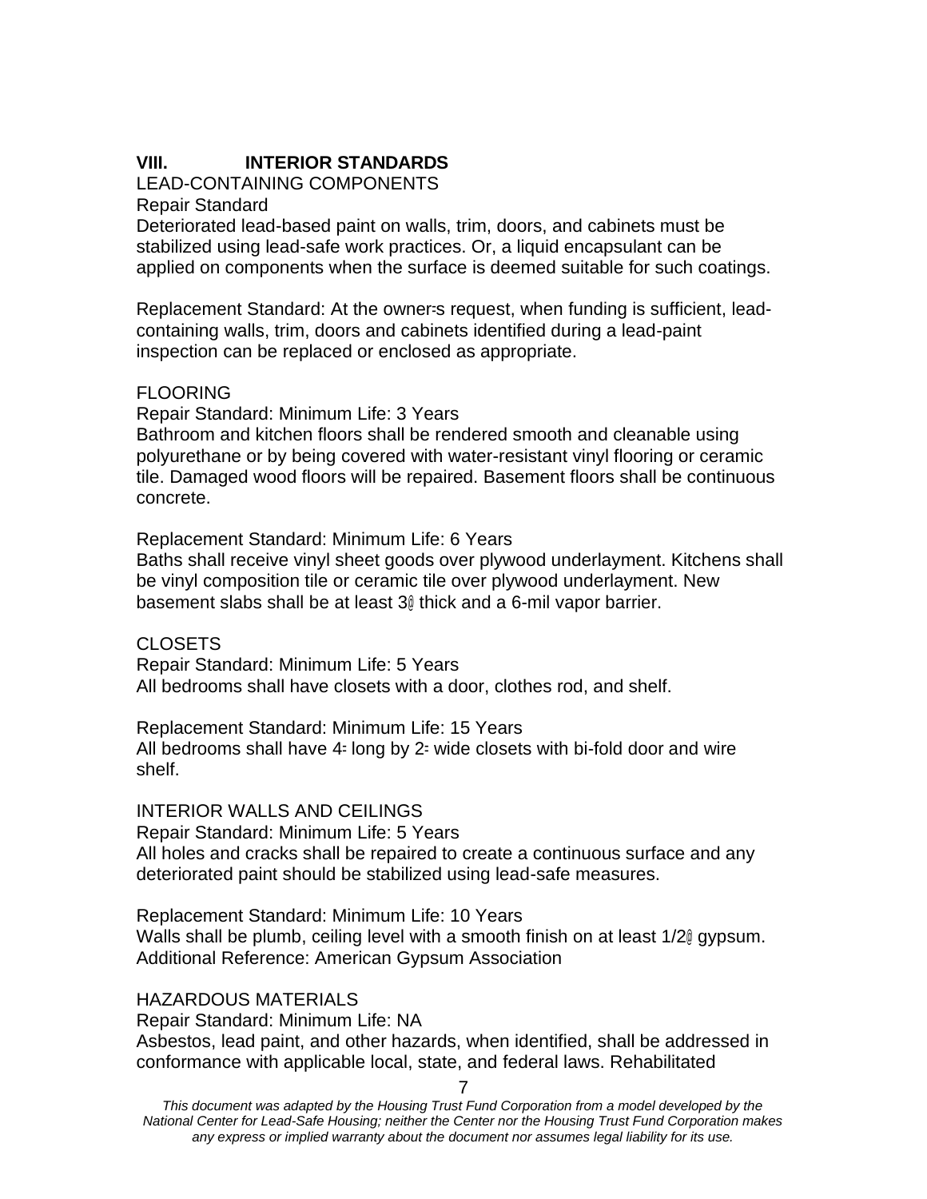## VIII. INTERIOR STANDARDS

LEAD-CONTAINING COMPONENTS

Repair Standard

Deteriorated lead-based paint on walls, trim, doors, and cabinets must be stabilized using lead-safe work practices. Or, a liquid encapsulant can be applied on components when the surface is deemed suitable for such coatings.

Replacement Standard: At the owner=s request, when funding is sufficient, lead-containing walls, trim, doors and cabinets identified during a lead-paint inspection can be replaced or enclosed as appropriate.

FLOORING

Repair Standard: Minimum Life: 3 Years

Bathroom and kitchen floors shall be rendered smooth and cleanable using polyurethane or by being covered with water-resistant vinyl flooring or ceramic tile. Damaged wood floors will be repaired. Basement floors shall be continuous concrete.

Replacement Standard: Minimum Life: 6 Years

Baths shall receive vinyl sheet goods over plywood underlayment. Kitchens shall be vinyl composition tile or ceramic tile over plywood underlayment. New basement slabs shall be at least 3@ thick and a 6-mil vapor barrier.

CLOSETS

Repair Standard: Minimum Life: 5 Years

All bedrooms shall have closets with a door, clothes rod, and shelf.

Replacement Standard: Minimum Life: 15 Years

All bedrooms shall have 4= long by 2= wide closets with bi-fold door and wire shelf.

INTERIOR WALLS AND CEILINGS

Repair Standard: Minimum Life: 5 Years

All holes and cracks shall be repaired to create a continuous surface and any deteriorated paint should be stabilized using lead-safe measures.

Replacement Standard: Minimum Life: 10 Years

Walls shall be plumb, ceiling level with a smooth finish on at least 1/2@ gypsum.
Additional Reference: American Gypsum Association

HAZARDOUS MATERIALS

Repair Standard: Minimum Life: NA

Asbestos, lead paint, and other hazards, when identified, shall be addressed in conformance with applicable local, state, and federal laws. Rehabilitated

*This document was adapted by the Housing Trust Fund Corporation from a model developed by the National Center for Lead-Safe Housing; neither the Center nor the Housing Trust Fund Corporation makes any express or implied warranty about the document nor assumes legal liability for its use.*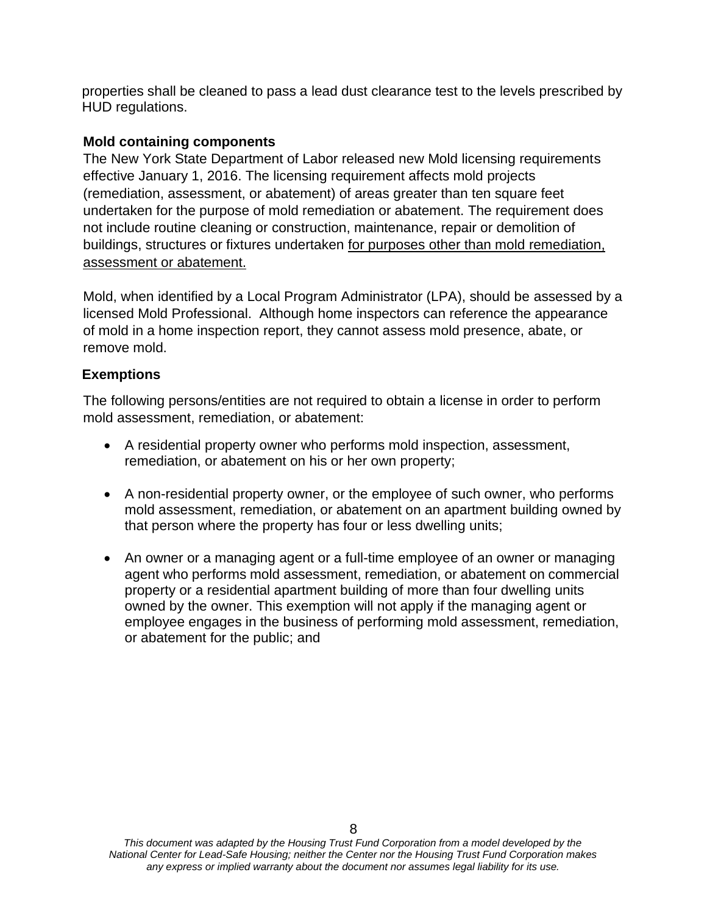properties shall be cleaned to pass a lead dust clearance test to the levels prescribed by HUD regulations.

**Mold containing components**

The New York State Department of Labor released new Mold licensing requirements effective January 1, 2016. The licensing requirement affects mold projects (remediation, assessment, or abatement) of areas greater than ten square feet undertaken for the purpose of mold remediation or abatement. The requirement does not include routine cleaning or construction, maintenance, repair or demolition of buildings, structures or fixtures undertaken <u>for purposes other than mold remediation, assessment or abatement.</u>

Mold, when identified by a Local Program Administrator (LPA), should be assessed by a licensed Mold Professional. Although home inspectors can reference the appearance of mold in a home inspection report, they cannot assess mold presence, abate, or remove mold.

**Exemptions**

The following persons/entities are not required to obtain a license in order to perform mold assessment, remediation, or abatement:

- A residential property owner who performs mold inspection, assessment, remediation, or abatement on his or her own property;
- A non-residential property owner, or the employee of such owner, who performs mold assessment, remediation, or abatement on an apartment building owned by that person where the property has four or less dwelling units;
- An owner or a managing agent or a full-time employee of an owner or managing agent who performs mold assessment, remediation, or abatement on commercial property or a residential apartment building of more than four dwelling units owned by the owner. This exemption will not apply if the managing agent or employee engages in the business of performing mold assessment, remediation, or abatement for the public; and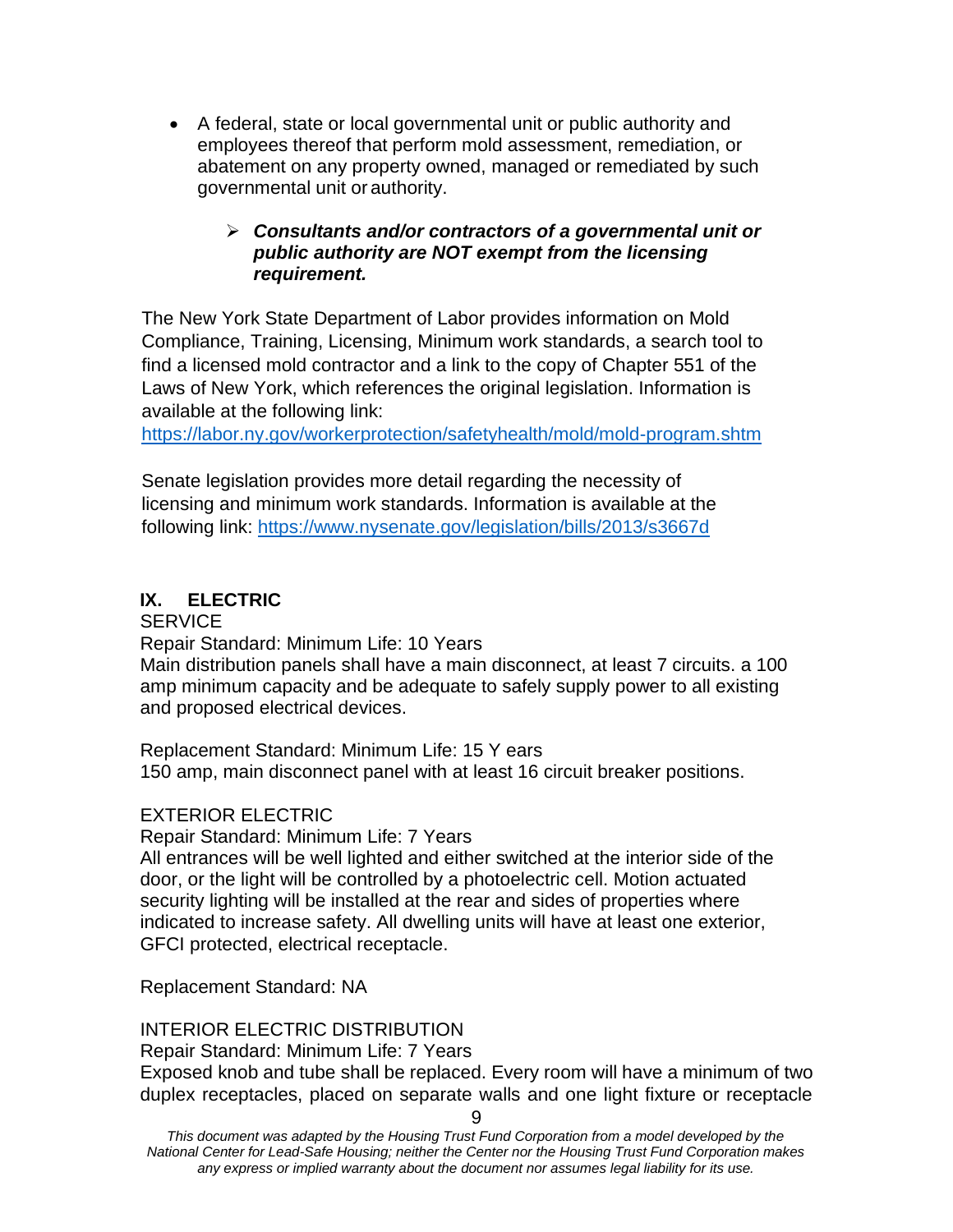- A federal, state or local governmental unit or public authority and employees thereof that perform mold assessment, remediation, or abatement on any property owned, managed or remediated by such governmental unit or authority.

  - ***Consultants and/or contractors of a governmental unit or public authority are NOT exempt from the licensing requirement.***

The New York State Department of Labor provides information on Mold Compliance, Training, Licensing, Minimum work standards, a search tool to find a licensed mold contractor and a link to the copy of Chapter 551 of the Laws of New York, which references the original legislation. Information is available at the following link:
https://labor.ny.gov/workerprotection/safetyhealth/mold/mold-program.shtm

Senate legislation provides more detail regarding the necessity of licensing and minimum work standards. Information is available at the following link: https://www.nysenate.gov/legislation/bills/2013/s3667d

## IX. ELECTRIC

SERVICE

Repair Standard: Minimum Life: 10 Years

Main distribution panels shall have a main disconnect, at least 7 circuits. a 100 amp minimum capacity and be adequate to safely supply power to all existing and proposed electrical devices.

Replacement Standard: Minimum Life: 15 Y ears

150 amp, main disconnect panel with at least 16 circuit breaker positions.

EXTERIOR ELECTRIC

Repair Standard: Minimum Life: 7 Years

All entrances will be well lighted and either switched at the interior side of the door, or the light will be controlled by a photoelectric cell. Motion actuated security lighting will be installed at the rear and sides of properties where indicated to increase safety. All dwelling units will have at least one exterior, GFCI protected, electrical receptacle.

Replacement Standard: NA

INTERIOR ELECTRIC DISTRIBUTION

Repair Standard: Minimum Life: 7 Years

Exposed knob and tube shall be replaced. Every room will have a minimum of two duplex receptacles, placed on separate walls and one light fixture or receptacle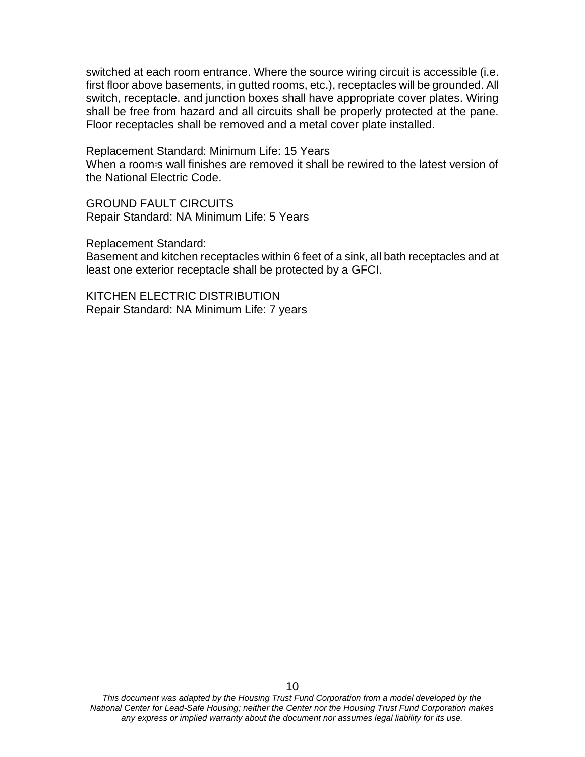switched at each room entrance. Where the source wiring circuit is accessible (i.e. first floor above basements, in gutted rooms, etc.), receptacles will be grounded. All switch, receptacle. and junction boxes shall have appropriate cover plates. Wiring shall be free from hazard and all circuits shall be properly protected at the pane. Floor receptacles shall be removed and a metal cover plate installed.

Replacement Standard: Minimum Life: 15 Years
When a room=s wall finishes are removed it shall be rewired to the latest version of the National Electric Code.

GROUND FAULT CIRCUITS
Repair Standard: NA Minimum Life: 5 Years

Replacement Standard:
Basement and kitchen receptacles within 6 feet of a sink, all bath receptacles and at least one exterior receptacle shall be protected by a GFCI.

KITCHEN ELECTRIC DISTRIBUTION
Repair Standard: NA Minimum Life: 7 years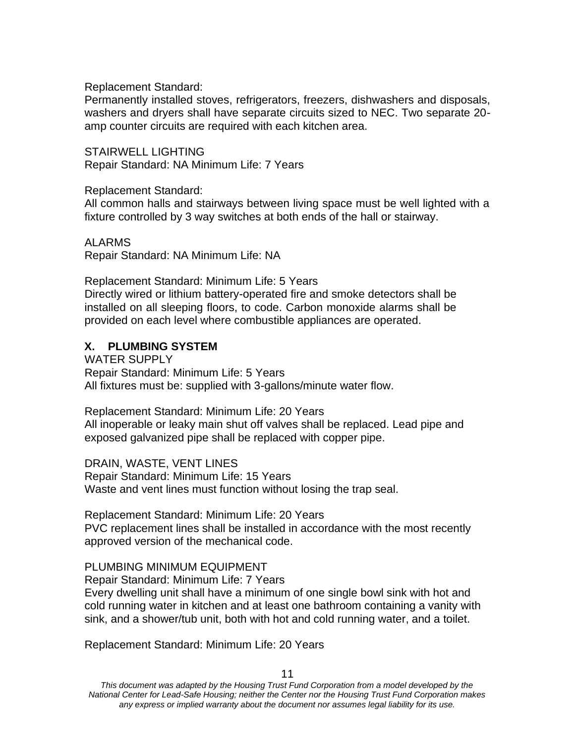Replacement Standard:
Permanently installed stoves, refrigerators, freezers, dishwashers and disposals, washers and dryers shall have separate circuits sized to NEC. Two separate 20-amp counter circuits are required with each kitchen area.

STAIRWELL LIGHTING
Repair Standard: NA Minimum Life: 7 Years

Replacement Standard:
All common halls and stairways between living space must be well lighted with a fixture controlled by 3 way switches at both ends of the hall or stairway.

ALARMS
Repair Standard: NA Minimum Life: NA

Replacement Standard: Minimum Life: 5 Years
Directly wired or lithium battery-operated fire and smoke detectors shall be installed on all sleeping floors, to code. Carbon monoxide alarms shall be provided on each level where combustible appliances are operated.

## X. PLUMBING SYSTEM

WATER SUPPLY
Repair Standard: Minimum Life: 5 Years
All fixtures must be: supplied with 3-gallons/minute water flow.

Replacement Standard: Minimum Life: 20 Years
All inoperable or leaky main shut off valves shall be replaced. Lead pipe and exposed galvanized pipe shall be replaced with copper pipe.

DRAIN, WASTE, VENT LINES
Repair Standard: Minimum Life: 15 Years
Waste and vent lines must function without losing the trap seal.

Replacement Standard: Minimum Life: 20 Years
PVC replacement lines shall be installed in accordance with the most recently approved version of the mechanical code.

PLUMBING MINIMUM EQUIPMENT
Repair Standard: Minimum Life: 7 Years
Every dwelling unit shall have a minimum of one single bowl sink with hot and cold running water in kitchen and at least one bathroom containing a vanity with sink, and a shower/tub unit, both with hot and cold running water, and a toilet.

Replacement Standard: Minimum Life: 20 Years

*This document was adapted by the Housing Trust Fund Corporation from a model developed by the National Center for Lead-Safe Housing; neither the Center nor the Housing Trust Fund Corporation makes any express or implied warranty about the document nor assumes legal liability for its use.*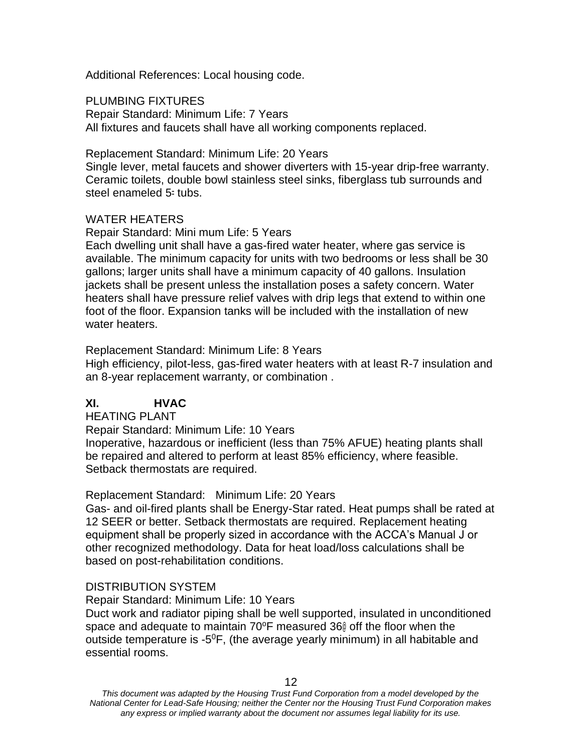Additional References: Local housing code.

PLUMBING FIXTURES
Repair Standard: Minimum Life: 7 Years
All fixtures and faucets shall have all working components replaced.

Replacement Standard: Minimum Life: 20 Years
Single lever, metal faucets and shower diverters with 15-year drip-free warranty. Ceramic toilets, double bowl stainless steel sinks, fiberglass tub surrounds and steel enameled 5= tubs.

WATER HEATERS
Repair Standard: Mini mum Life: 5 Years
Each dwelling unit shall have a gas-fired water heater, where gas service is available. The minimum capacity for units with two bedrooms or less shall be 30 gallons; larger units shall have a minimum capacity of 40 gallons. Insulation jackets shall be present unless the installation poses a safety concern. Water heaters shall have pressure relief valves with drip legs that extend to within one foot of the floor. Expansion tanks will be included with the installation of new water heaters.

Replacement Standard: Minimum Life: 8 Years
High efficiency, pilot-less, gas-fired water heaters with at least R-7 insulation and an 8-year replacement warranty, or combination .

## XI. HVAC

HEATING PLANT
Repair Standard: Minimum Life: 10 Years
Inoperative, hazardous or inefficient (less than 75% AFUE) heating plants shall be repaired and altered to perform at least 85% efficiency, where feasible. Setback thermostats are required.

Replacement Standard: Minimum Life: 20 Years
Gas- and oil-fired plants shall be Energy-Star rated. Heat pumps shall be rated at 12 SEER or better. Setback thermostats are required. Replacement heating equipment shall be properly sized in accordance with the ACCA's Manual J or other recognized methodology. Data for heat load/loss calculations shall be based on post-rehabilitation conditions.

DISTRIBUTION SYSTEM
Repair Standard: Minimum Life: 10 Years
Duct work and radiator piping shall be well supported, insulated in unconditioned space and adequate to maintain 70ºF measured 36@ off the floor when the outside temperature is -5$^0$F, (the average yearly minimum) in all habitable and essential rooms.

*This document was adapted by the Housing Trust Fund Corporation from a model developed by the National Center for Lead-Safe Housing; neither the Center nor the Housing Trust Fund Corporation makes any express or implied warranty about the document nor assumes legal liability for its use.*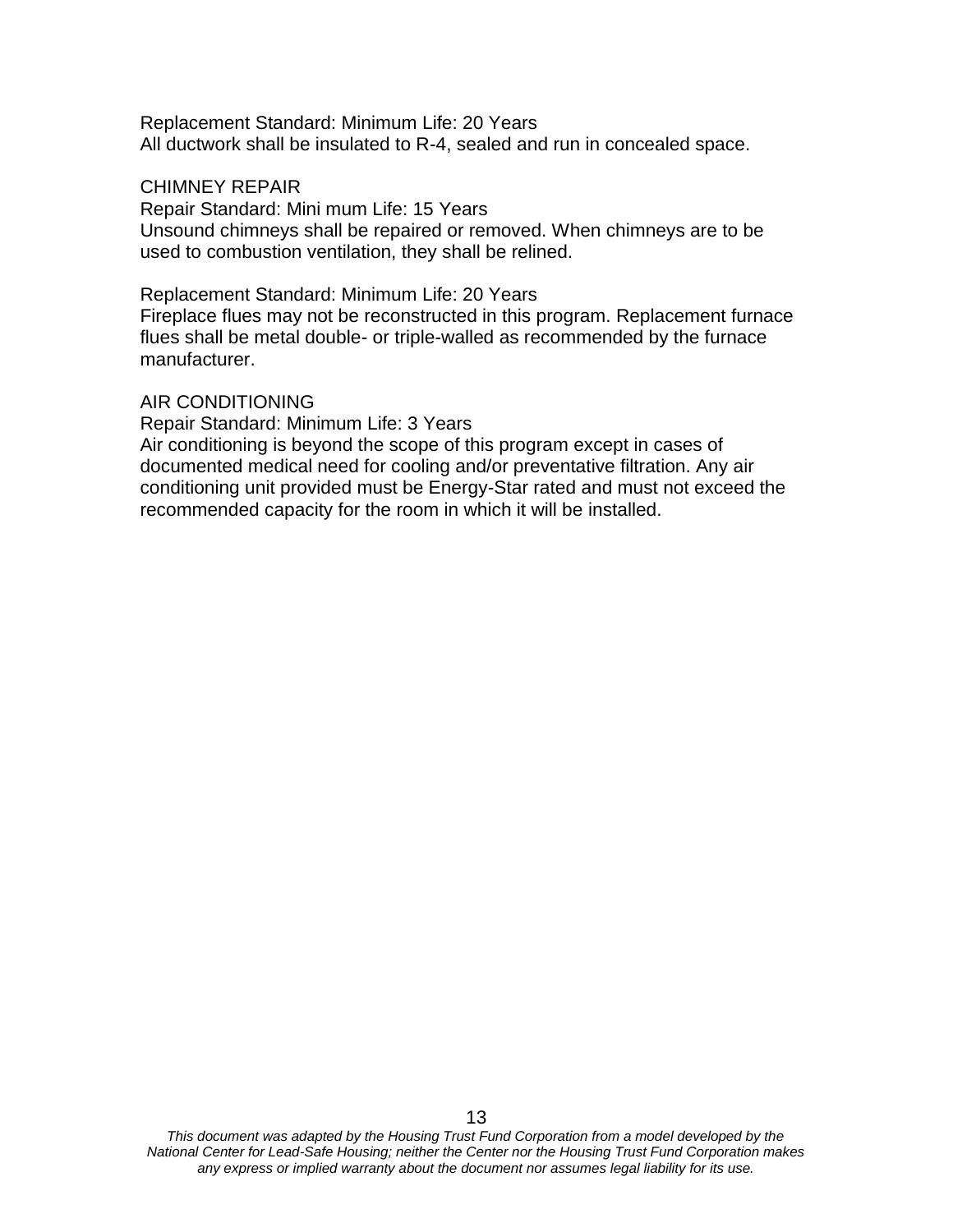Replacement Standard: Minimum Life: 20 Years
All ductwork shall be insulated to R-4, sealed and run in concealed space.

CHIMNEY REPAIR

Repair Standard: Mini mum Life: 15 Years
Unsound chimneys shall be repaired or removed. When chimneys are to be used to combustion ventilation, they shall be relined.

Replacement Standard: Minimum Life: 20 Years
Fireplace flues may not be reconstructed in this program. Replacement furnace flues shall be metal double- or triple-walled as recommended by the furnace manufacturer.

AIR CONDITIONING

Repair Standard: Minimum Life: 3 Years
Air conditioning is beyond the scope of this program except in cases of documented medical need for cooling and/or preventative filtration. Any air conditioning unit provided must be Energy-Star rated and must not exceed the recommended capacity for the room in which it will be installed.